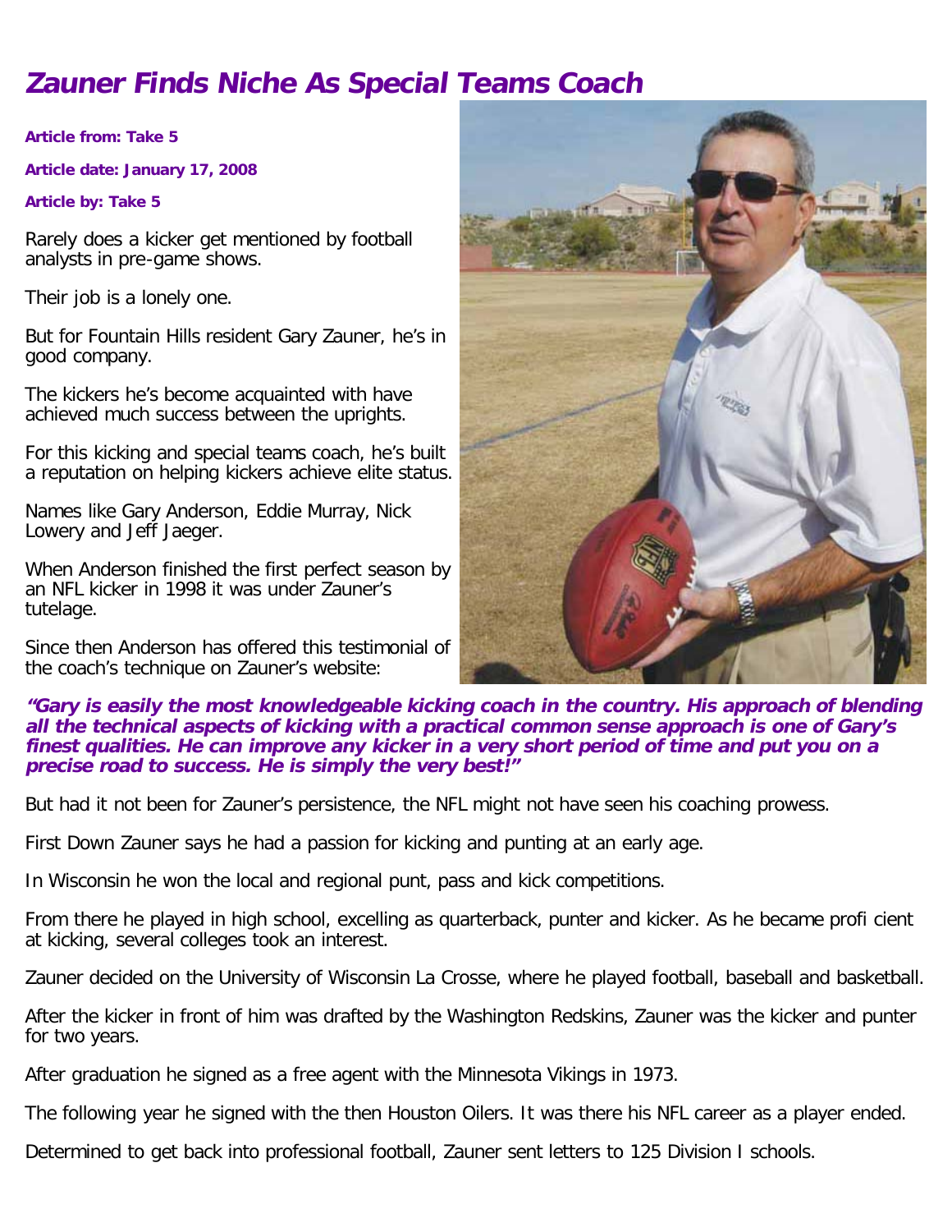# Zauner Finds Niche As Special Teams Coach

**Article from: Take 5**

**Article date: January 17, 2008**

**Article by: Take 5**

Rarely does a kicker get mentioned by football analysts in pre-game shows.

Their job is a lonely one.

But for Fountain Hills resident Gary Zauner, he's in good company.

The kickers he's become acquainted with have achieved much success between the uprights.

For this kicking and special teams coach, he's built a reputation on helping kickers achieve elite status.

Names like Gary Anderson, Eddie Murray, Nick Lowery and Jeff Jaeger.

When Anderson finished the first perfect season by an NFL kicker in 1998 it was under Zauner's tutelage.

Since then Anderson has offered this testimonial of the coach's technique on Zauner's website:

***"Gary is easily the most knowledgeable kicking coach in the country. His approach of blending all the technical aspects of kicking with a practical common sense approach is one of Gary's finest qualities. He can improve any kicker in a very short period of time and put you on a precise road to success. He is simply the very best!"***

But had it not been for Zauner's persistence, the NFL might not have seen his coaching prowess.

First Down Zauner says he had a passion for kicking and punting at an early age.

In Wisconsin he won the local and regional punt, pass and kick competitions.

From there he played in high school, excelling as quarterback, punter and kicker. As he became profi cient at kicking, several colleges took an interest.

Zauner decided on the University of Wisconsin La Crosse, where he played football, baseball and basketball.

After the kicker in front of him was drafted by the Washington Redskins, Zauner was the kicker and punter for two years.

After graduation he signed as a free agent with the Minnesota Vikings in 1973.

The following year he signed with the then Houston Oilers. It was there his NFL career as a player ended.

Determined to get back into professional football, Zauner sent letters to 125 Division I schools.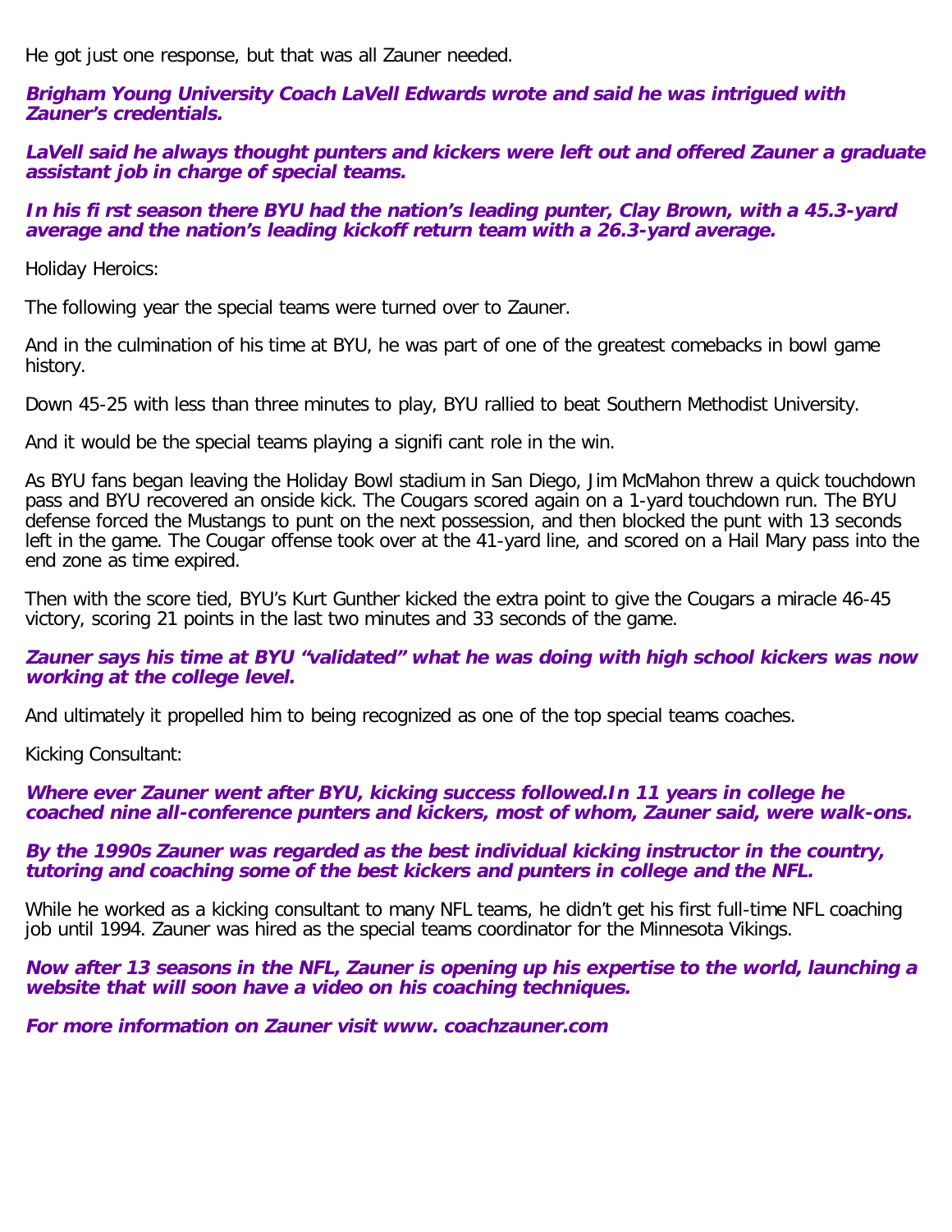He got just one response, but that was all Zauner needed.

***Brigham Young University Coach LaVell Edwards wrote and said he was intrigued with Zauner's credentials.***

***LaVell said he always thought punters and kickers were left out and offered Zauner a graduate assistant job in charge of special teams.***

***In his fi rst season there BYU had the nation's leading punter, Clay Brown, with a 45.3-yard average and the nation's leading kickoff return team with a 26.3-yard average.***

Holiday Heroics:

The following year the special teams were turned over to Zauner.

And in the culmination of his time at BYU, he was part of one of the greatest comebacks in bowl game history.

Down 45-25 with less than three minutes to play, BYU rallied to beat Southern Methodist University.

And it would be the special teams playing a signifi cant role in the win.

As BYU fans began leaving the Holiday Bowl stadium in San Diego, Jim McMahon threw a quick touchdown pass and BYU recovered an onside kick. The Cougars scored again on a 1-yard touchdown run. The BYU defense forced the Mustangs to punt on the next possession, and then blocked the punt with 13 seconds left in the game. The Cougar offense took over at the 41-yard line, and scored on a Hail Mary pass into the end zone as time expired.

Then with the score tied, BYU's Kurt Gunther kicked the extra point to give the Cougars a miracle 46-45 victory, scoring 21 points in the last two minutes and 33 seconds of the game.

***Zauner says his time at BYU "validated" what he was doing with high school kickers was now working at the college level.***

And ultimately it propelled him to being recognized as one of the top special teams coaches.

Kicking Consultant:

***Where ever Zauner went after BYU, kicking success followed.In 11 years in college he coached nine all-conference punters and kickers, most of whom, Zauner said, were walk-ons.***

***By the 1990s Zauner was regarded as the best individual kicking instructor in the country, tutoring and coaching some of the best kickers and punters in college and the NFL.***

While he worked as a kicking consultant to many NFL teams, he didn't get his first full-time NFL coaching job until 1994. Zauner was hired as the special teams coordinator for the Minnesota Vikings.

***Now after 13 seasons in the NFL, Zauner is opening up his expertise to the world, launching a website that will soon have a video on his coaching techniques.***

***For more information on Zauner visit www. coachzauner.com***